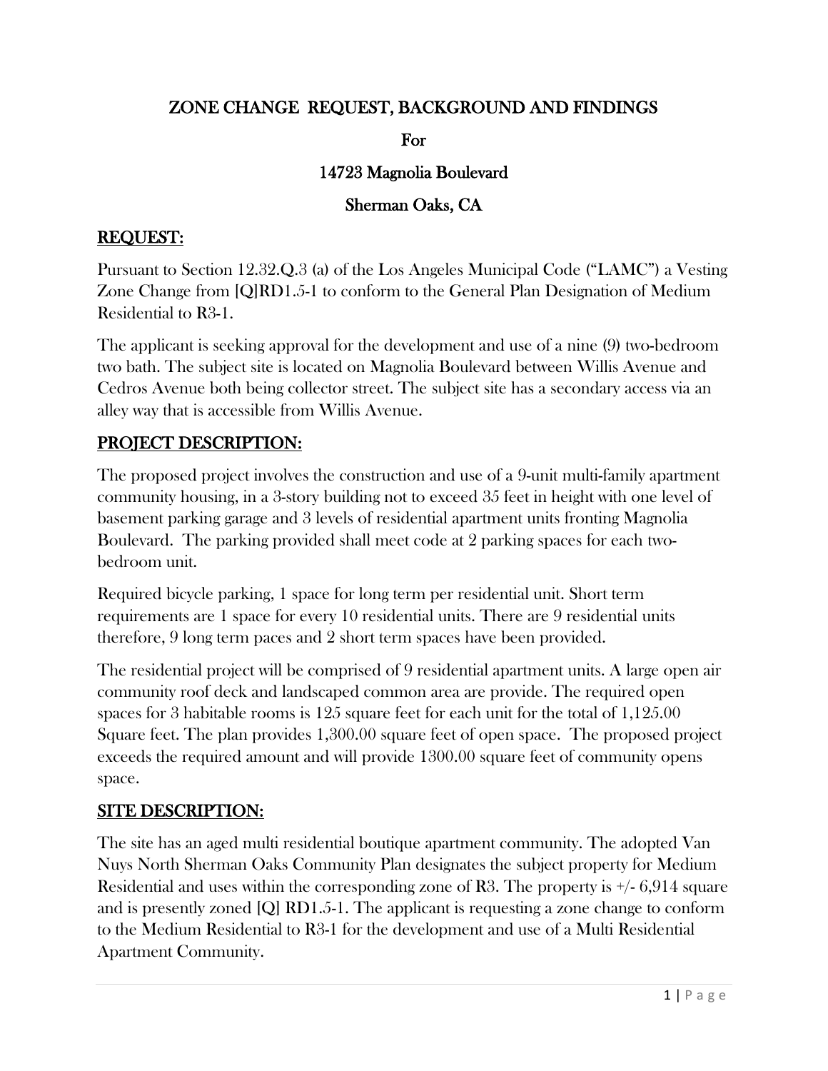# ZONE CHANGE REQUEST, BACKGROUND AND FINDINGS

For

14723 Magnolia Boulevard

Sherman Oaks, CA

## REQUEST:

Pursuant to Section 12.32.Q.3 (a) of the Los Angeles Municipal Code ("LAMC") a Vesting Zone Change from [Q]RD1.5-1 to conform to the General Plan Designation of Medium Residential to R3-1.

The applicant is seeking approval for the development and use of a nine (9) two-bedroom two bath. The subject site is located on Magnolia Boulevard between Willis Avenue and Cedros Avenue both being collector street. The subject site has a secondary access via an alley way that is accessible from Willis Avenue.

## PROJECT DESCRIPTION:

The proposed project involves the construction and use of a 9-unit multi-family apartment community housing, in a 3-story building not to exceed 35 feet in height with one level of basement parking garage and 3 levels of residential apartment units fronting Magnolia Boulevard. The parking provided shall meet code at 2 parking spaces for each two-bedroom unit.

Required bicycle parking, 1 space for long term per residential unit. Short term requirements are 1 space for every 10 residential units. There are 9 residential units therefore, 9 long term paces and 2 short term spaces have been provided.

The residential project will be comprised of 9 residential apartment units. A large open air community roof deck and landscaped common area are provide. The required open spaces for 3 habitable rooms is 125 square feet for each unit for the total of 1,125.00 Square feet. The plan provides 1,300.00 square feet of open space. The proposed project exceeds the required amount and will provide 1300.00 square feet of community opens space.

## SITE DESCRIPTION:

The site has an aged multi residential boutique apartment community. The adopted Van Nuys North Sherman Oaks Community Plan designates the subject property for Medium Residential and uses within the corresponding zone of R3. The property is +/- 6,914 square and is presently zoned [Q] RD1.5-1. The applicant is requesting a zone change to conform to the Medium Residential to R3-1 for the development and use of a Multi Residential Apartment Community.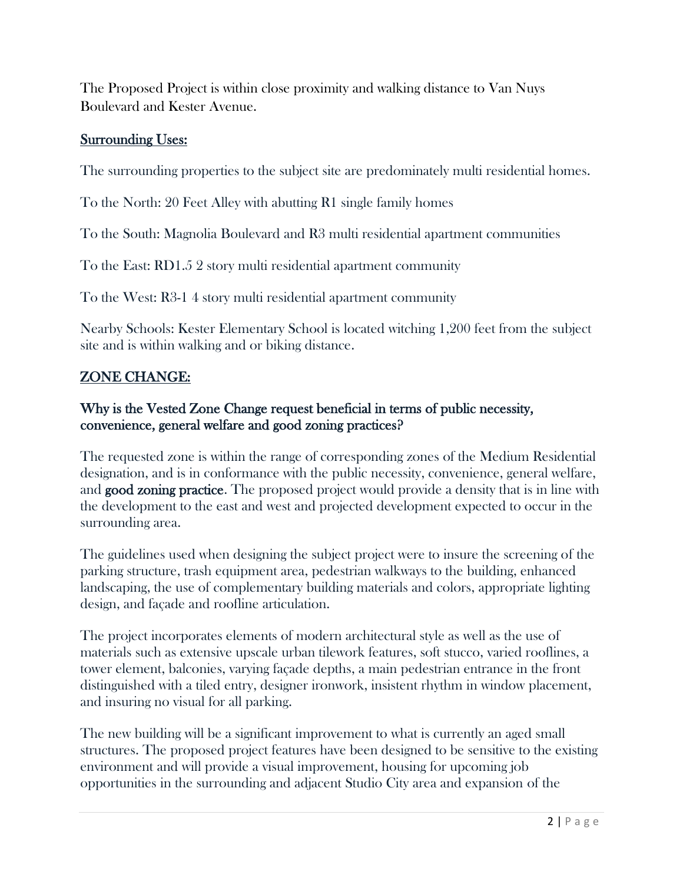The Proposed Project is within close proximity and walking distance to Van Nuys Boulevard and Kester Avenue.

## Surrounding Uses:

The surrounding properties to the subject site are predominately multi residential homes.

To the North: 20 Feet Alley with abutting R1 single family homes

To the South: Magnolia Boulevard and R3 multi residential apartment communities

To the East: RD1.5 2 story multi residential apartment community

To the West: R3-1 4 story multi residential apartment community

Nearby Schools: Kester Elementary School is located witching 1,200 feet from the subject site and is within walking and or biking distance.

## ZONE CHANGE:

### Why is the Vested Zone Change request beneficial in terms of public necessity, convenience, general welfare and good zoning practices?

The requested zone is within the range of corresponding zones of the Medium Residential designation, and is in conformance with the public necessity, convenience, general welfare, and **good zoning practice**. The proposed project would provide a density that is in line with the development to the east and west and projected development expected to occur in the surrounding area.

The guidelines used when designing the subject project were to insure the screening of the parking structure, trash equipment area, pedestrian walkways to the building, enhanced landscaping, the use of complementary building materials and colors, appropriate lighting design, and façade and roofline articulation.

The project incorporates elements of modern architectural style as well as the use of materials such as extensive upscale urban tilework features, soft stucco, varied rooflines, a tower element, balconies, varying façade depths, a main pedestrian entrance in the front distinguished with a tiled entry, designer ironwork, insistent rhythm in window placement, and insuring no visual for all parking.

The new building will be a significant improvement to what is currently an aged small structures. The proposed project features have been designed to be sensitive to the existing environment and will provide a visual improvement, housing for upcoming job opportunities in the surrounding and adjacent Studio City area and expansion of the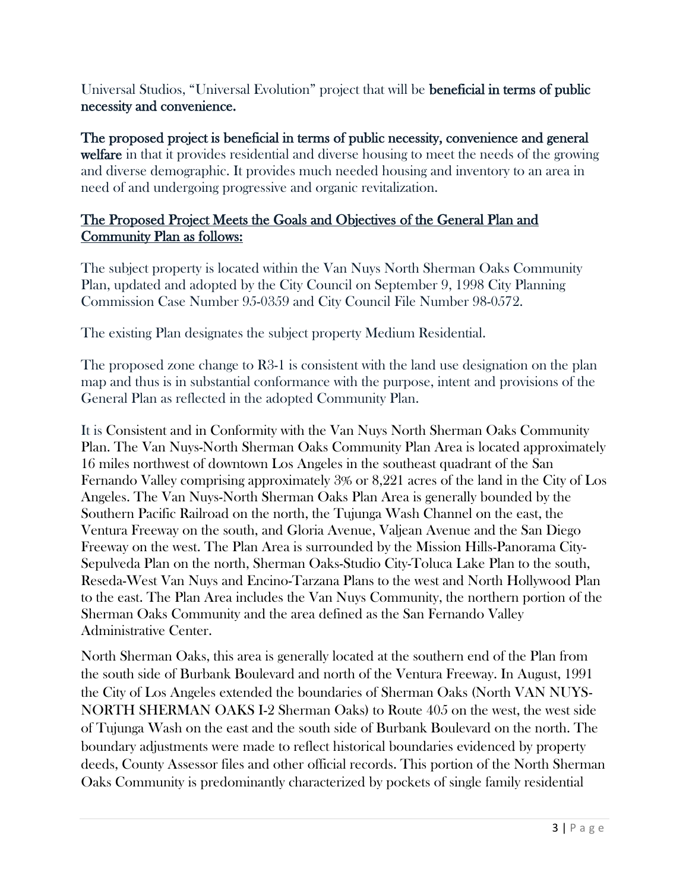Universal Studios, "Universal Evolution" project that will be **beneficial in terms of public necessity and convenience.**

**The proposed project is beneficial in terms of public necessity, convenience and general welfare** in that it provides residential and diverse housing to meet the needs of the growing and diverse demographic. It provides much needed housing and inventory to an area in need of and undergoing progressive and organic revitalization.

**<u>The Proposed Project Meets the Goals and Objectives of the General Plan and Community Plan as follows:</u>**

The subject property is located within the Van Nuys North Sherman Oaks Community Plan, updated and adopted by the City Council on September 9, 1998 City Planning Commission Case Number 95-0359 and City Council File Number 98-0572.

The existing Plan designates the subject property Medium Residential.

The proposed zone change to R3-1 is consistent with the land use designation on the plan map and thus is in substantial conformance with the purpose, intent and provisions of the General Plan as reflected in the adopted Community Plan.

It is Consistent and in Conformity with the Van Nuys North Sherman Oaks Community Plan. The Van Nuys-North Sherman Oaks Community Plan Area is located approximately 16 miles northwest of downtown Los Angeles in the southeast quadrant of the San Fernando Valley comprising approximately 3% or 8,221 acres of the land in the City of Los Angeles. The Van Nuys-North Sherman Oaks Plan Area is generally bounded by the Southern Pacific Railroad on the north, the Tujunga Wash Channel on the east, the Ventura Freeway on the south, and Gloria Avenue, Valjean Avenue and the San Diego Freeway on the west. The Plan Area is surrounded by the Mission Hills-Panorama City-Sepulveda Plan on the north, Sherman Oaks-Studio City-Toluca Lake Plan to the south, Reseda-West Van Nuys and Encino-Tarzana Plans to the west and North Hollywood Plan to the east. The Plan Area includes the Van Nuys Community, the northern portion of the Sherman Oaks Community and the area defined as the San Fernando Valley Administrative Center.

North Sherman Oaks, this area is generally located at the southern end of the Plan from the south side of Burbank Boulevard and north of the Ventura Freeway. In August, 1991 the City of Los Angeles extended the boundaries of Sherman Oaks (North VAN NUYS-NORTH SHERMAN OAKS I-2 Sherman Oaks) to Route 405 on the west, the west side of Tujunga Wash on the east and the south side of Burbank Boulevard on the north. The boundary adjustments were made to reflect historical boundaries evidenced by property deeds, County Assessor files and other official records. This portion of the North Sherman Oaks Community is predominantly characterized by pockets of single family residential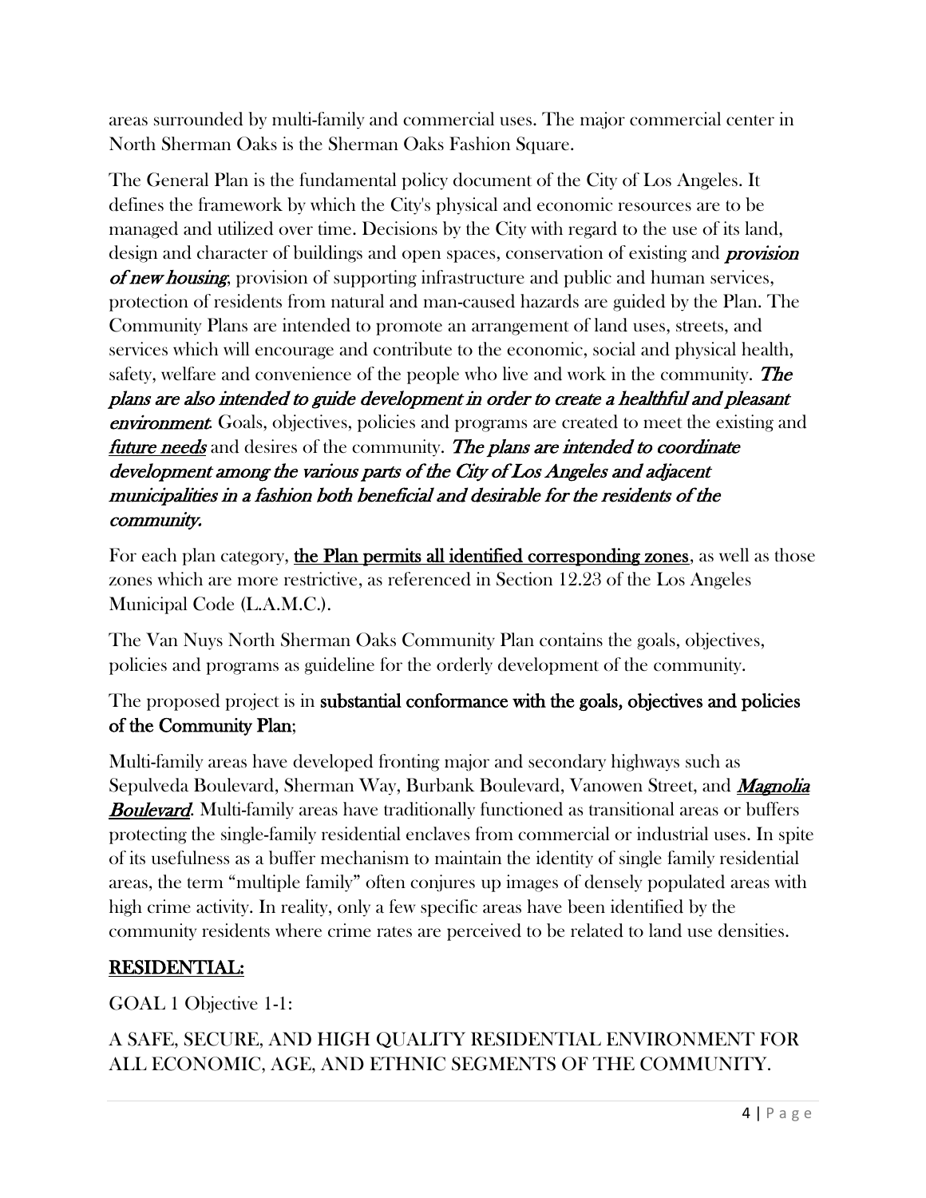areas surrounded by multi-family and commercial uses. The major commercial center in North Sherman Oaks is the Sherman Oaks Fashion Square.

The General Plan is the fundamental policy document of the City of Los Angeles. It defines the framework by which the City's physical and economic resources are to be managed and utilized over time. Decisions by the City with regard to the use of its land, design and character of buildings and open spaces, conservation of existing and ***provision of new housing***; provision of supporting infrastructure and public and human services, protection of residents from natural and man-caused hazards are guided by the Plan. The Community Plans are intended to promote an arrangement of land uses, streets, and services which will encourage and contribute to the economic, social and physical health, safety, welfare and convenience of the people who live and work in the community. ***The plans are also intended to guide development in order to create a healthful and pleasant environment.*** Goals, objectives, policies and programs are created to meet the existing and ***future needs*** and desires of the community. ***The plans are intended to coordinate development among the various parts of the City of Los Angeles and adjacent municipalities in a fashion both beneficial and desirable for the residents of the community.***

For each plan category, **the Plan permits all identified corresponding zones**, as well as those zones which are more restrictive, as referenced in Section 12.23 of the Los Angeles Municipal Code (L.A.M.C.).

The Van Nuys North Sherman Oaks Community Plan contains the goals, objectives, policies and programs as guideline for the orderly development of the community.

The proposed project is in **substantial conformance with the goals, objectives and policies of the Community Plan**;

Multi-family areas have developed fronting major and secondary highways such as Sepulveda Boulevard, Sherman Way, Burbank Boulevard, Vanowen Street, and ***Magnolia Boulevard***. Multi-family areas have traditionally functioned as transitional areas or buffers protecting the single-family residential enclaves from commercial or industrial uses. In spite of its usefulness as a buffer mechanism to maintain the identity of single family residential areas, the term "multiple family" often conjures up images of densely populated areas with high crime activity. In reality, only a few specific areas have been identified by the community residents where crime rates are perceived to be related to land use densities.

## RESIDENTIAL:

GOAL 1 Objective 1-1:

A SAFE, SECURE, AND HIGH QUALITY RESIDENTIAL ENVIRONMENT FOR ALL ECONOMIC, AGE, AND ETHNIC SEGMENTS OF THE COMMUNITY.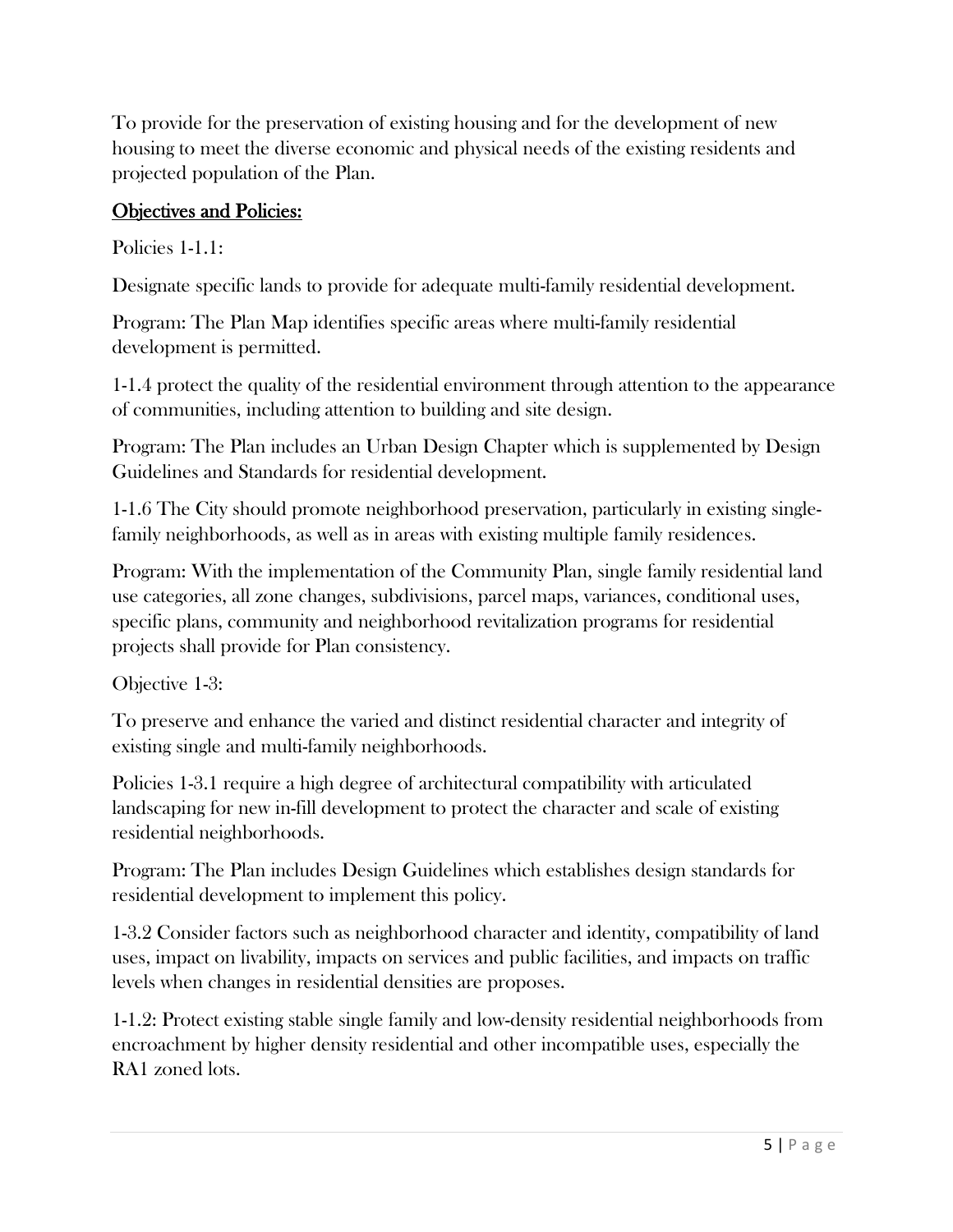To provide for the preservation of existing housing and for the development of new housing to meet the diverse economic and physical needs of the existing residents and projected population of the Plan.

<u>**Objectives and Policies:**</u>

Policies 1-1.1:

Designate specific lands to provide for adequate multi-family residential development.

Program: The Plan Map identifies specific areas where multi-family residential development is permitted.

1-1.4 protect the quality of the residential environment through attention to the appearance of communities, including attention to building and site design.

Program: The Plan includes an Urban Design Chapter which is supplemented by Design Guidelines and Standards for residential development.

1-1.6 The City should promote neighborhood preservation, particularly in existing single-family neighborhoods, as well as in areas with existing multiple family residences.

Program: With the implementation of the Community Plan, single family residential land use categories, all zone changes, subdivisions, parcel maps, variances, conditional uses, specific plans, community and neighborhood revitalization programs for residential projects shall provide for Plan consistency.

Objective 1-3:

To preserve and enhance the varied and distinct residential character and integrity of existing single and multi-family neighborhoods.

Policies 1-3.1 require a high degree of architectural compatibility with articulated landscaping for new in-fill development to protect the character and scale of existing residential neighborhoods.

Program: The Plan includes Design Guidelines which establishes design standards for residential development to implement this policy.

1-3.2 Consider factors such as neighborhood character and identity, compatibility of land uses, impact on livability, impacts on services and public facilities, and impacts on traffic levels when changes in residential densities are proposes.

1-1.2: Protect existing stable single family and low-density residential neighborhoods from encroachment by higher density residential and other incompatible uses, especially the RA1 zoned lots.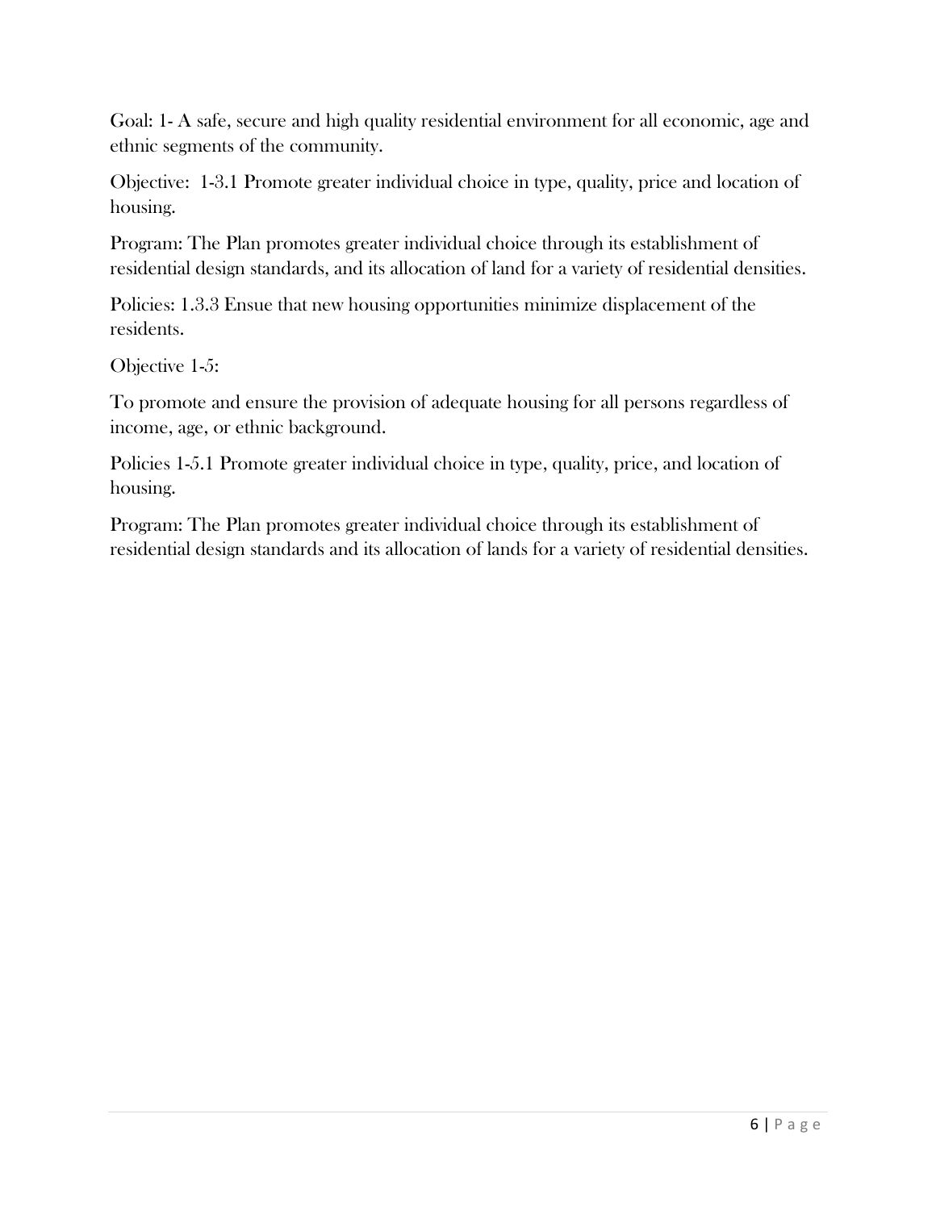Goal: 1- A safe, secure and high quality residential environment for all economic, age and ethnic segments of the community.

Objective: 1-3.1 Promote greater individual choice in type, quality, price and location of housing.

Program: The Plan promotes greater individual choice through its establishment of residential design standards, and its allocation of land for a variety of residential densities.

Policies: 1.3.3 Ensue that new housing opportunities minimize displacement of the residents.

Objective 1-5:

To promote and ensure the provision of adequate housing for all persons regardless of income, age, or ethnic background.

Policies 1-5.1 Promote greater individual choice in type, quality, price, and location of housing.

Program: The Plan promotes greater individual choice through its establishment of residential design standards and its allocation of lands for a variety of residential densities.